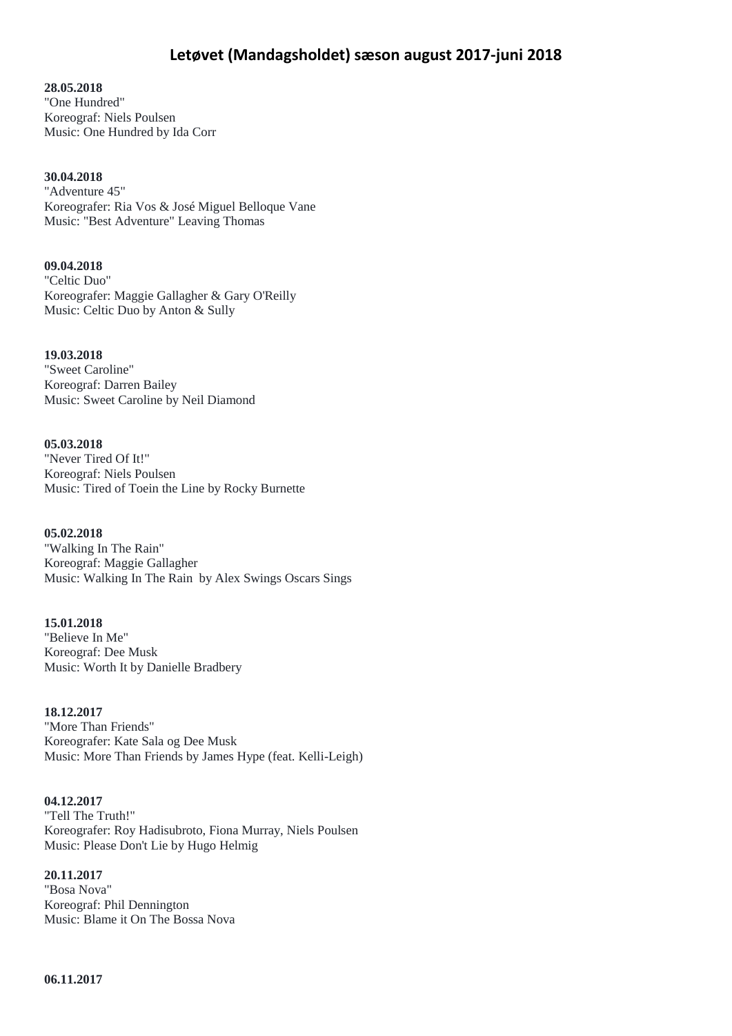# Letøvet (Mandagsholdet) sæson august 2017-juni 2018

**28.05.2018**
"One Hundred"
Koreograf: Niels Poulsen
Music: One Hundred by Ida Corr

**30.04.2018**
"Adventure 45"
Koreografer: Ria Vos & José Miguel Belloque Vane
Music: "Best Adventure" Leaving Thomas

**09.04.2018**
"Celtic Duo"
Koreografer: Maggie Gallagher & Gary O'Reilly
Music: Celtic Duo by Anton & Sully

**19.03.2018**
"Sweet Caroline"
Koreograf: Darren Bailey
Music: Sweet Caroline by Neil Diamond

**05.03.2018**
"Never Tired Of It!"
Koreograf: Niels Poulsen
Music: Tired of Toein the Line by Rocky Burnette

**05.02.2018**
"Walking In The Rain"
Koreograf: Maggie Gallagher
Music: Walking In The Rain by Alex Swings Oscars Sings

**15.01.2018**
"Believe In Me"
Koreograf: Dee Musk
Music: Worth It by Danielle Bradbery

**18.12.2017**
"More Than Friends"
Koreografer: Kate Sala og Dee Musk
Music: More Than Friends by James Hype (feat. Kelli-Leigh)

**04.12.2017**
"Tell The Truth!"
Koreografer: Roy Hadisubroto, Fiona Murray, Niels Poulsen
Music: Please Don't Lie by Hugo Helmig

**20.11.2017**
"Bosa Nova"
Koreograf: Phil Dennington
Music: Blame it On The Bossa Nova

**06.11.2017**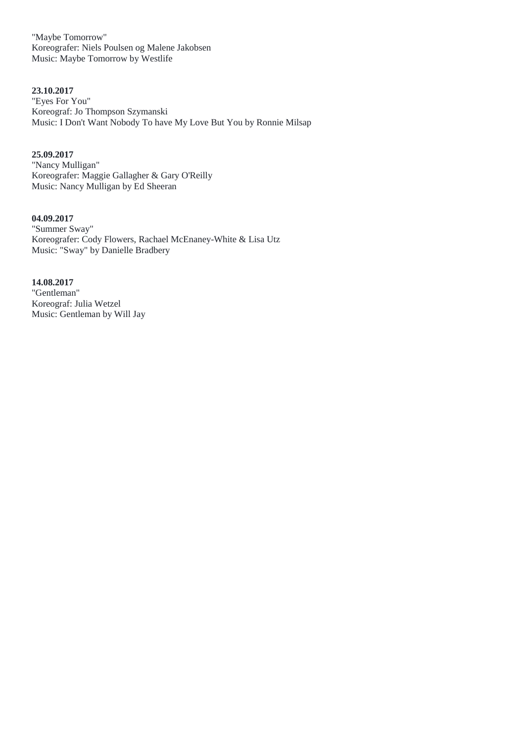"Maybe Tomorrow"
Koreografer: Niels Poulsen og Malene Jakobsen
Music: Maybe Tomorrow by Westlife

**23.10.2017**
"Eyes For You"
Koreograf: Jo Thompson Szymanski
Music: I Don't Want Nobody To have My Love But You by Ronnie Milsap

**25.09.2017**
"Nancy Mulligan"
Koreografer: Maggie Gallagher & Gary O'Reilly
Music: Nancy Mulligan by Ed Sheeran

**04.09.2017**
"Summer Sway"
Koreografer: Cody Flowers, Rachael McEnaney-White & Lisa Utz
Music: "Sway" by Danielle Bradbery

**14.08.2017**
"Gentleman"
Koreograf: Julia Wetzel
Music: Gentleman by Will Jay